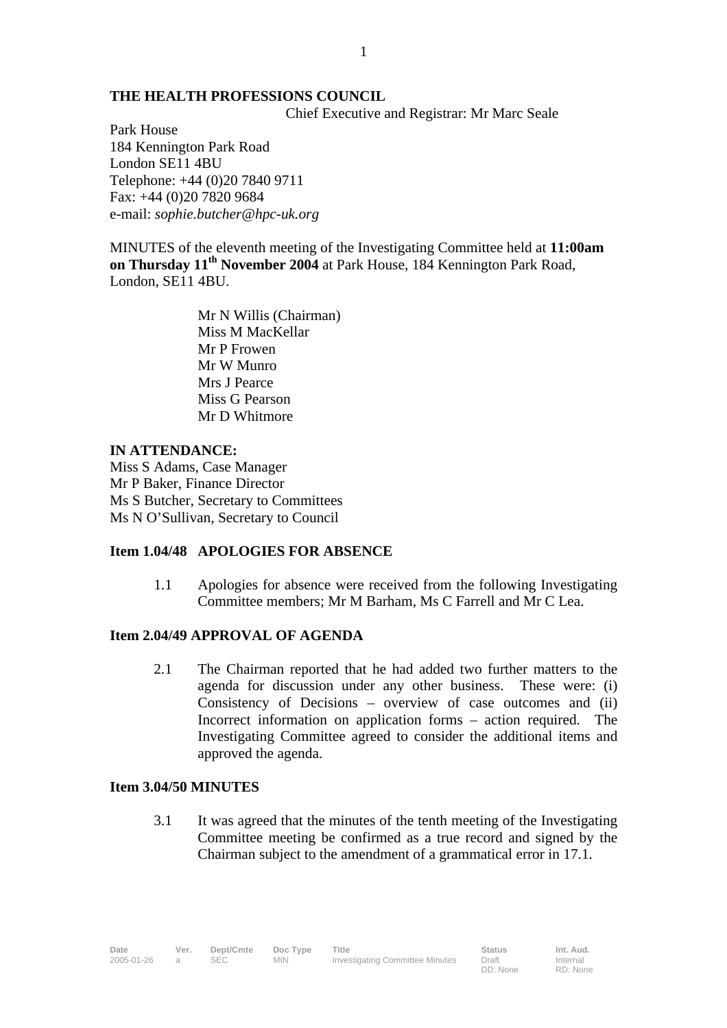**THE HEALTH PROFESSIONS COUNCIL**

Chief Executive and Registrar: Mr Marc Seale

Park House
184 Kennington Park Road
London SE11 4BU
Telephone: +44 (0)20 7840 9711
Fax: +44 (0)20 7820 9684
e-mail: *sophie.butcher@hpc-uk.org*

MINUTES of the eleventh meeting of the Investigating Committee held at **11:00am on Thursday 11th November 2004** at Park House, 184 Kennington Park Road, London, SE11 4BU.

Mr N Willis (Chairman)
Miss M MacKellar
Mr P Frowen
Mr W Munro
Mrs J Pearce
Miss G Pearson
Mr D Whitmore

**IN ATTENDANCE:**

Miss S Adams, Case Manager
Mr P Baker, Finance Director
Ms S Butcher, Secretary to Committees
Ms N O'Sullivan, Secretary to Council

**Item 1.04/48 APOLOGIES FOR ABSENCE**

1.1 Apologies for absence were received from the following Investigating Committee members; Mr M Barham, Ms C Farrell and Mr C Lea.

**Item 2.04/49 APPROVAL OF AGENDA**

2.1 The Chairman reported that he had added two further matters to the agenda for discussion under any other business. These were: (i) Consistency of Decisions – overview of case outcomes and (ii) Incorrect information on application forms – action required. The Investigating Committee agreed to consider the additional items and approved the agenda.

**Item 3.04/50 MINUTES**

3.1 It was agreed that the minutes of the tenth meeting of the Investigating Committee meeting be confirmed as a true record and signed by the Chairman subject to the amendment of a grammatical error in 17.1.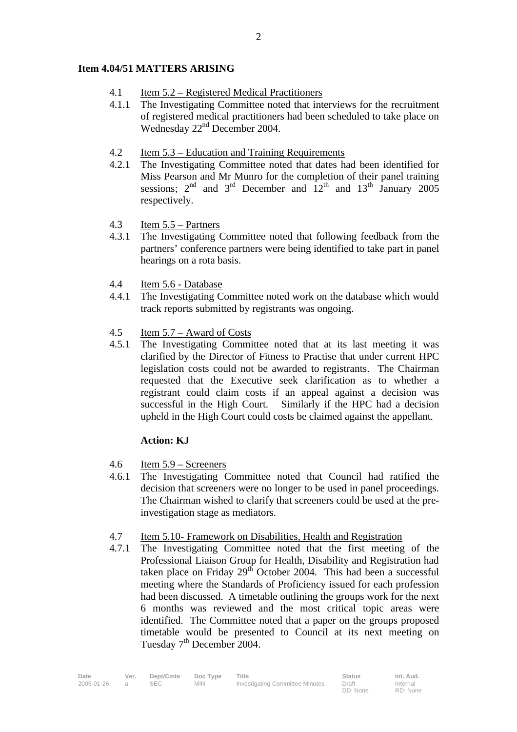**Item 4.04/51 MATTERS ARISING**

4.1 Item 5.2 – Registered Medical Practitioners

4.1.1 The Investigating Committee noted that interviews for the recruitment of registered medical practitioners had been scheduled to take place on Wednesday 22nd December 2004.

4.2 Item 5.3 – Education and Training Requirements

4.2.1 The Investigating Committee noted that dates had been identified for Miss Pearson and Mr Munro for the completion of their panel training sessions; 2nd and 3rd December and 12th and 13th January 2005 respectively.

4.3 Item 5.5 – Partners

4.3.1 The Investigating Committee noted that following feedback from the partners' conference partners were being identified to take part in panel hearings on a rota basis.

4.4 Item 5.6 - Database

4.4.1 The Investigating Committee noted work on the database which would track reports submitted by registrants was ongoing.

4.5 Item 5.7 – Award of Costs

4.5.1 The Investigating Committee noted that at its last meeting it was clarified by the Director of Fitness to Practise that under current HPC legislation costs could not be awarded to registrants. The Chairman requested that the Executive seek clarification as to whether a registrant could claim costs if an appeal against a decision was successful in the High Court. Similarly if the HPC had a decision upheld in the High Court could costs be claimed against the appellant.

**Action: KJ**

4.6 Item 5.9 – Screeners

4.6.1 The Investigating Committee noted that Council had ratified the decision that screeners were no longer to be used in panel proceedings. The Chairman wished to clarify that screeners could be used at the pre-investigation stage as mediators.

4.7 Item 5.10- Framework on Disabilities, Health and Registration

4.7.1 The Investigating Committee noted that the first meeting of the Professional Liaison Group for Health, Disability and Registration had taken place on Friday 29th October 2004. This had been a successful meeting where the Standards of Proficiency issued for each profession had been discussed. A timetable outlining the groups work for the next 6 months was reviewed and the most critical topic areas were identified. The Committee noted that a paper on the groups proposed timetable would be presented to Council at its next meeting on Tuesday 7th December 2004.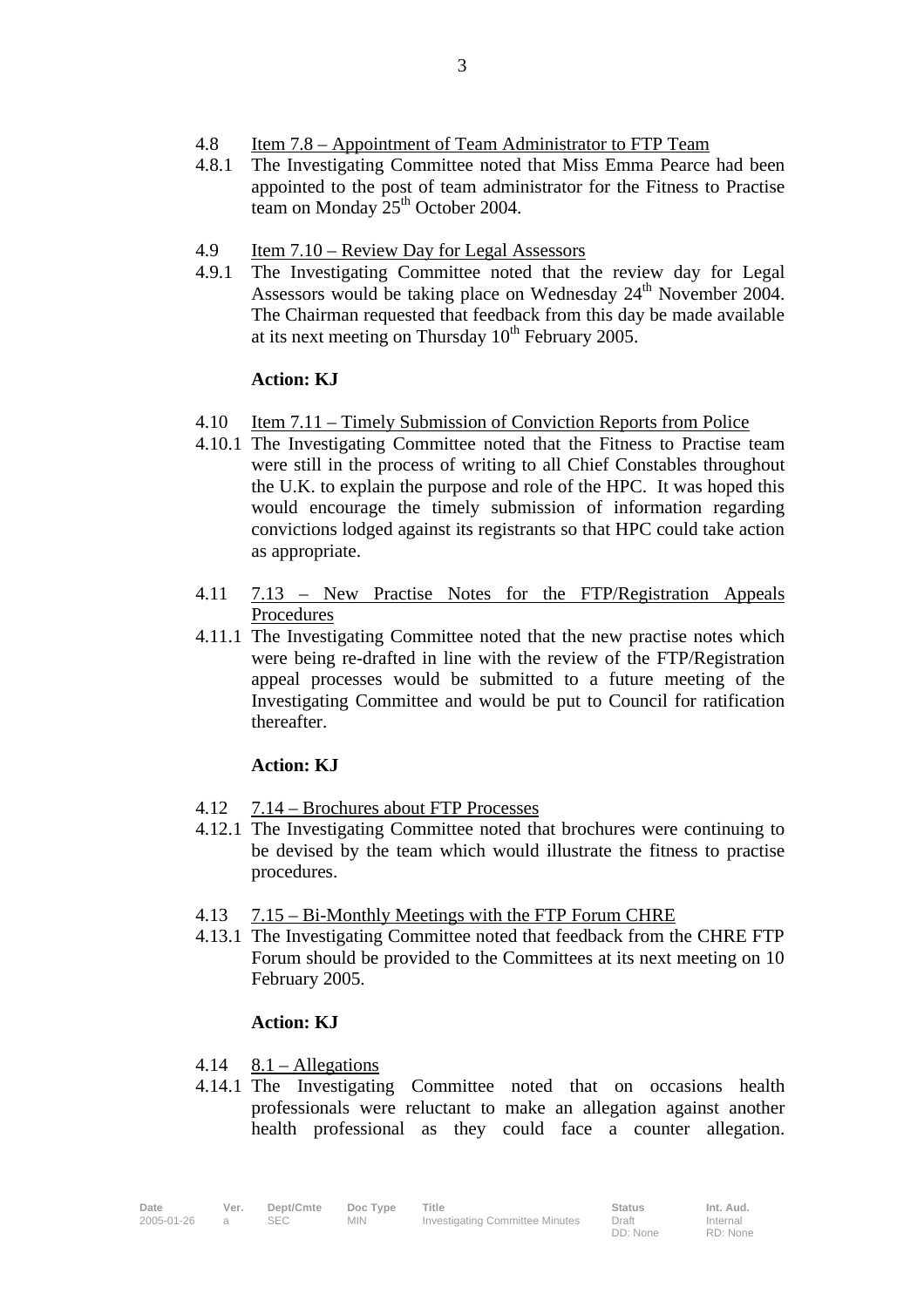4.8 Item 7.8 – Appointment of Team Administrator to FTP Team

4.8.1 The Investigating Committee noted that Miss Emma Pearce had been appointed to the post of team administrator for the Fitness to Practise team on Monday 25th October 2004.

4.9 Item 7.10 – Review Day for Legal Assessors

4.9.1 The Investigating Committee noted that the review day for Legal Assessors would be taking place on Wednesday 24th November 2004. The Chairman requested that feedback from this day be made available at its next meeting on Thursday 10th February 2005.

**Action: KJ**

4.10 Item 7.11 – Timely Submission of Conviction Reports from Police

4.10.1 The Investigating Committee noted that the Fitness to Practise team were still in the process of writing to all Chief Constables throughout the U.K. to explain the purpose and role of the HPC. It was hoped this would encourage the timely submission of information regarding convictions lodged against its registrants so that HPC could take action as appropriate.

4.11 7.13 – New Practise Notes for the FTP/Registration Appeals Procedures

4.11.1 The Investigating Committee noted that the new practise notes which were being re-drafted in line with the review of the FTP/Registration appeal processes would be submitted to a future meeting of the Investigating Committee and would be put to Council for ratification thereafter.

**Action: KJ**

4.12 7.14 – Brochures about FTP Processes

4.12.1 The Investigating Committee noted that brochures were continuing to be devised by the team which would illustrate the fitness to practise procedures.

4.13 7.15 – Bi-Monthly Meetings with the FTP Forum CHRE

4.13.1 The Investigating Committee noted that feedback from the CHRE FTP Forum should be provided to the Committees at its next meeting on 10 February 2005.

**Action: KJ**

4.14 8.1 – Allegations

4.14.1 The Investigating Committee noted that on occasions health professionals were reluctant to make an allegation against another health professional as they could face a counter allegation.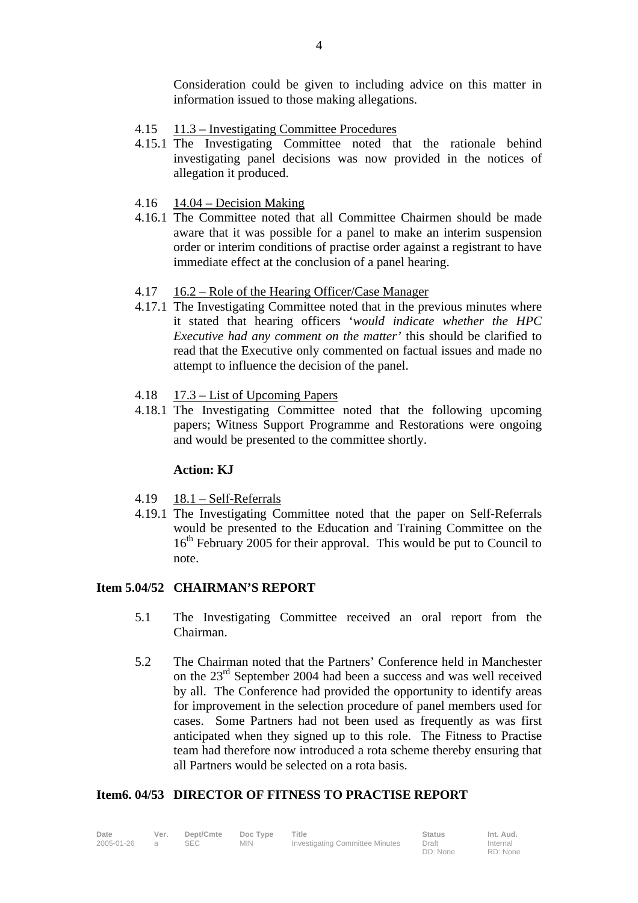Consideration could be given to including advice on this matter in information issued to those making allegations.

4.15 11.3 – Investigating Committee Procedures

4.15.1 The Investigating Committee noted that the rationale behind investigating panel decisions was now provided in the notices of allegation it produced.

4.16 14.04 – Decision Making

4.16.1 The Committee noted that all Committee Chairmen should be made aware that it was possible for a panel to make an interim suspension order or interim conditions of practise order against a registrant to have immediate effect at the conclusion of a panel hearing.

4.17 16.2 – Role of the Hearing Officer/Case Manager

4.17.1 The Investigating Committee noted that in the previous minutes where it stated that hearing officers '*would indicate whether the HPC Executive had any comment on the matter*' this should be clarified to read that the Executive only commented on factual issues and made no attempt to influence the decision of the panel.

4.18 17.3 – List of Upcoming Papers

4.18.1 The Investigating Committee noted that the following upcoming papers; Witness Support Programme and Restorations were ongoing and would be presented to the committee shortly.

**Action: KJ**

4.19 18.1 – Self-Referrals

4.19.1 The Investigating Committee noted that the paper on Self-Referrals would be presented to the Education and Training Committee on the 16th February 2005 for their approval. This would be put to Council to note.

## Item 5.04/52 CHAIRMAN'S REPORT

5.1 The Investigating Committee received an oral report from the Chairman.

5.2 The Chairman noted that the Partners' Conference held in Manchester on the 23rd September 2004 had been a success and was well received by all. The Conference had provided the opportunity to identify areas for improvement in the selection procedure of panel members used for cases. Some Partners had not been used as frequently as was first anticipated when they signed up to this role. The Fitness to Practise team had therefore now introduced a rota scheme thereby ensuring that all Partners would be selected on a rota basis.

## Item6. 04/53 DIRECTOR OF FITNESS TO PRACTISE REPORT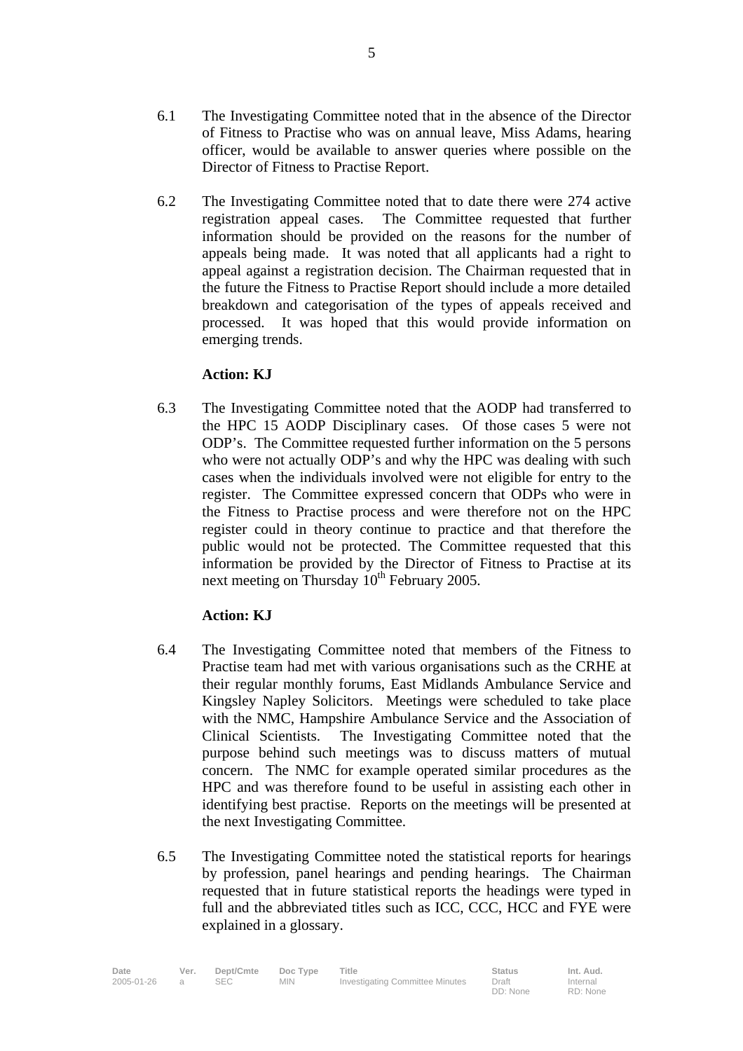6.1 The Investigating Committee noted that in the absence of the Director of Fitness to Practise who was on annual leave, Miss Adams, hearing officer, would be available to answer queries where possible on the Director of Fitness to Practise Report.

6.2 The Investigating Committee noted that to date there were 274 active registration appeal cases. The Committee requested that further information should be provided on the reasons for the number of appeals being made. It was noted that all applicants had a right to appeal against a registration decision. The Chairman requested that in the future the Fitness to Practise Report should include a more detailed breakdown and categorisation of the types of appeals received and processed. It was hoped that this would provide information on emerging trends.

**Action: KJ**

6.3 The Investigating Committee noted that the AODP had transferred to the HPC 15 AODP Disciplinary cases. Of those cases 5 were not ODP's. The Committee requested further information on the 5 persons who were not actually ODP's and why the HPC was dealing with such cases when the individuals involved were not eligible for entry to the register. The Committee expressed concern that ODPs who were in the Fitness to Practise process and were therefore not on the HPC register could in theory continue to practice and that therefore the public would not be protected. The Committee requested that this information be provided by the Director of Fitness to Practise at its next meeting on Thursday 10th February 2005.

**Action: KJ**

6.4 The Investigating Committee noted that members of the Fitness to Practise team had met with various organisations such as the CRHE at their regular monthly forums, East Midlands Ambulance Service and Kingsley Napley Solicitors. Meetings were scheduled to take place with the NMC, Hampshire Ambulance Service and the Association of Clinical Scientists. The Investigating Committee noted that the purpose behind such meetings was to discuss matters of mutual concern. The NMC for example operated similar procedures as the HPC and was therefore found to be useful in assisting each other in identifying best practise. Reports on the meetings will be presented at the next Investigating Committee.

6.5 The Investigating Committee noted the statistical reports for hearings by profession, panel hearings and pending hearings. The Chairman requested that in future statistical reports the headings were typed in full and the abbreviated titles such as ICC, CCC, HCC and FYE were explained in a glossary.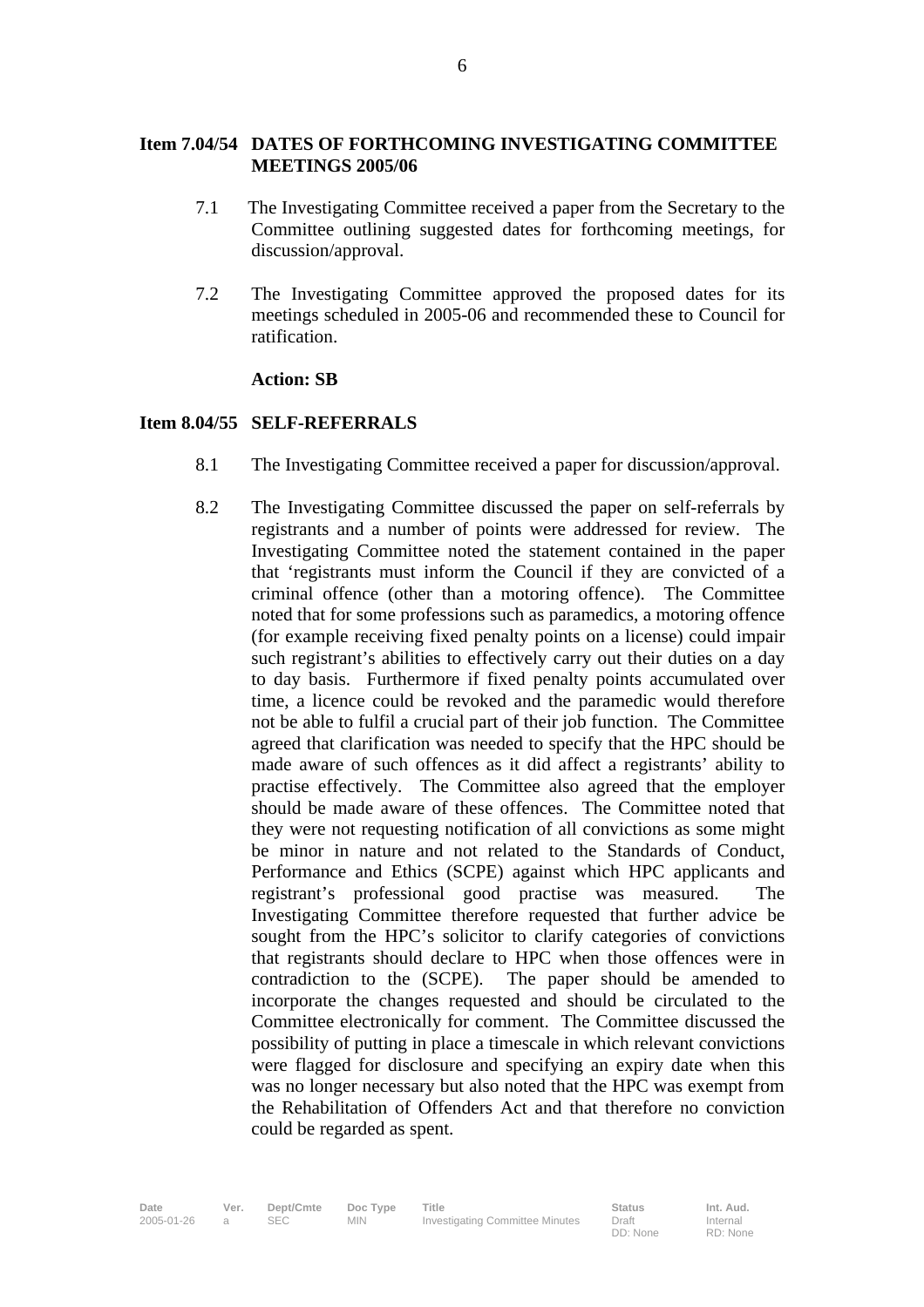## Item 7.04/54 DATES OF FORTHCOMING INVESTIGATING COMMITTEE MEETINGS 2005/06

7.1 The Investigating Committee received a paper from the Secretary to the Committee outlining suggested dates for forthcoming meetings, for discussion/approval.

7.2 The Investigating Committee approved the proposed dates for its meetings scheduled in 2005-06 and recommended these to Council for ratification.

**Action: SB**

## Item 8.04/55 SELF-REFERRALS

8.1 The Investigating Committee received a paper for discussion/approval.

8.2 The Investigating Committee discussed the paper on self-referrals by registrants and a number of points were addressed for review. The Investigating Committee noted the statement contained in the paper that 'registrants must inform the Council if they are convicted of a criminal offence (other than a motoring offence). The Committee noted that for some professions such as paramedics, a motoring offence (for example receiving fixed penalty points on a license) could impair such registrant's abilities to effectively carry out their duties on a day to day basis. Furthermore if fixed penalty points accumulated over time, a licence could be revoked and the paramedic would therefore not be able to fulfil a crucial part of their job function. The Committee agreed that clarification was needed to specify that the HPC should be made aware of such offences as it did affect a registrants' ability to practise effectively. The Committee also agreed that the employer should be made aware of these offences. The Committee noted that they were not requesting notification of all convictions as some might be minor in nature and not related to the Standards of Conduct, Performance and Ethics (SCPE) against which HPC applicants and registrant's professional good practise was measured. The Investigating Committee therefore requested that further advice be sought from the HPC's solicitor to clarify categories of convictions that registrants should declare to HPC when those offences were in contradiction to the (SCPE). The paper should be amended to incorporate the changes requested and should be circulated to the Committee electronically for comment. The Committee discussed the possibility of putting in place a timescale in which relevant convictions were flagged for disclosure and specifying an expiry date when this was no longer necessary but also noted that the HPC was exempt from the Rehabilitation of Offenders Act and that therefore no conviction could be regarded as spent.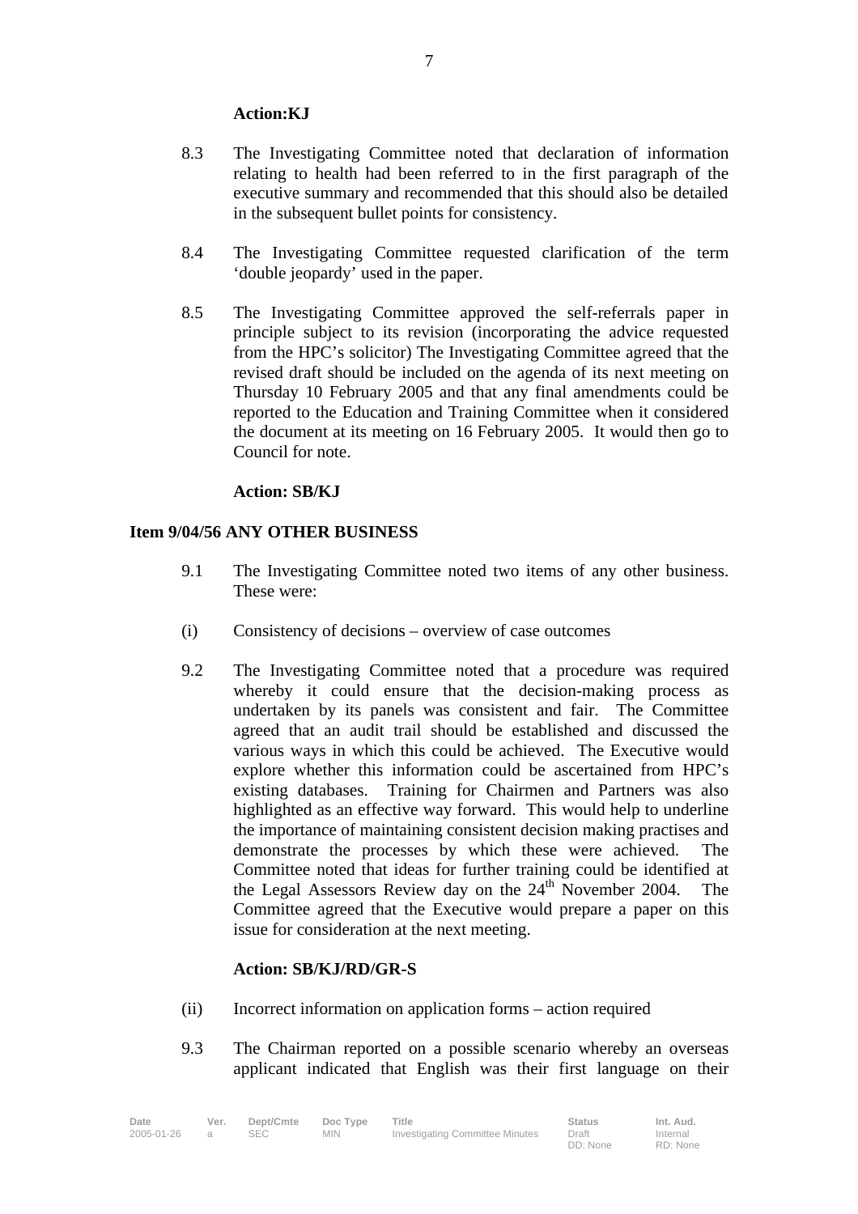**Action:KJ**

8.3 The Investigating Committee noted that declaration of information relating to health had been referred to in the first paragraph of the executive summary and recommended that this should also be detailed in the subsequent bullet points for consistency.

8.4 The Investigating Committee requested clarification of the term 'double jeopardy' used in the paper.

8.5 The Investigating Committee approved the self-referrals paper in principle subject to its revision (incorporating the advice requested from the HPC's solicitor) The Investigating Committee agreed that the revised draft should be included on the agenda of its next meeting on Thursday 10 February 2005 and that any final amendments could be reported to the Education and Training Committee when it considered the document at its meeting on 16 February 2005. It would then go to Council for note.

**Action: SB/KJ**

**Item 9/04/56 ANY OTHER BUSINESS**

9.1 The Investigating Committee noted two items of any other business. These were:

(i) Consistency of decisions – overview of case outcomes

9.2 The Investigating Committee noted that a procedure was required whereby it could ensure that the decision-making process as undertaken by its panels was consistent and fair. The Committee agreed that an audit trail should be established and discussed the various ways in which this could be achieved. The Executive would explore whether this information could be ascertained from HPC's existing databases. Training for Chairmen and Partners was also highlighted as an effective way forward. This would help to underline the importance of maintaining consistent decision making practises and demonstrate the processes by which these were achieved. The Committee noted that ideas for further training could be identified at the Legal Assessors Review day on the 24th November 2004. The Committee agreed that the Executive would prepare a paper on this issue for consideration at the next meeting.

**Action: SB/KJ/RD/GR-S**

(ii) Incorrect information on application forms – action required

9.3 The Chairman reported on a possible scenario whereby an overseas applicant indicated that English was their first language on their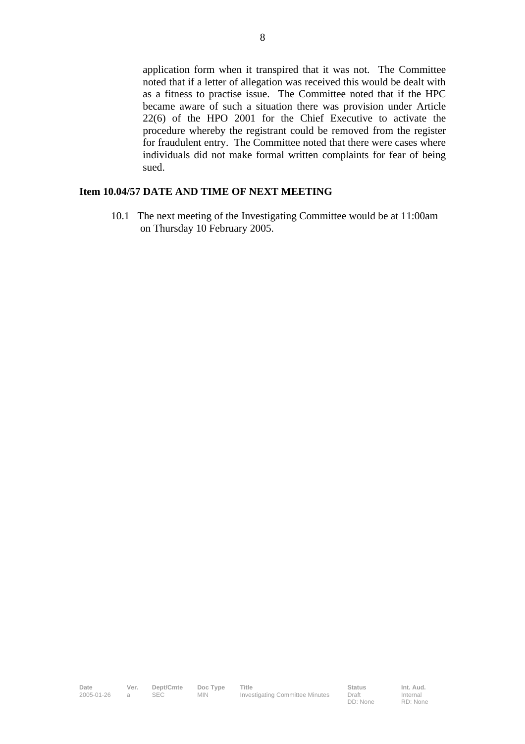application form when it transpired that it was not. The Committee noted that if a letter of allegation was received this would be dealt with as a fitness to practise issue. The Committee noted that if the HPC became aware of such a situation there was provision under Article 22(6) of the HPO 2001 for the Chief Executive to activate the procedure whereby the registrant could be removed from the register for fraudulent entry. The Committee noted that there were cases where individuals did not make formal written complaints for fear of being sued.

**Item 10.04/57 DATE AND TIME OF NEXT MEETING**

10.1 The next meeting of the Investigating Committee would be at 11:00am on Thursday 10 February 2005.